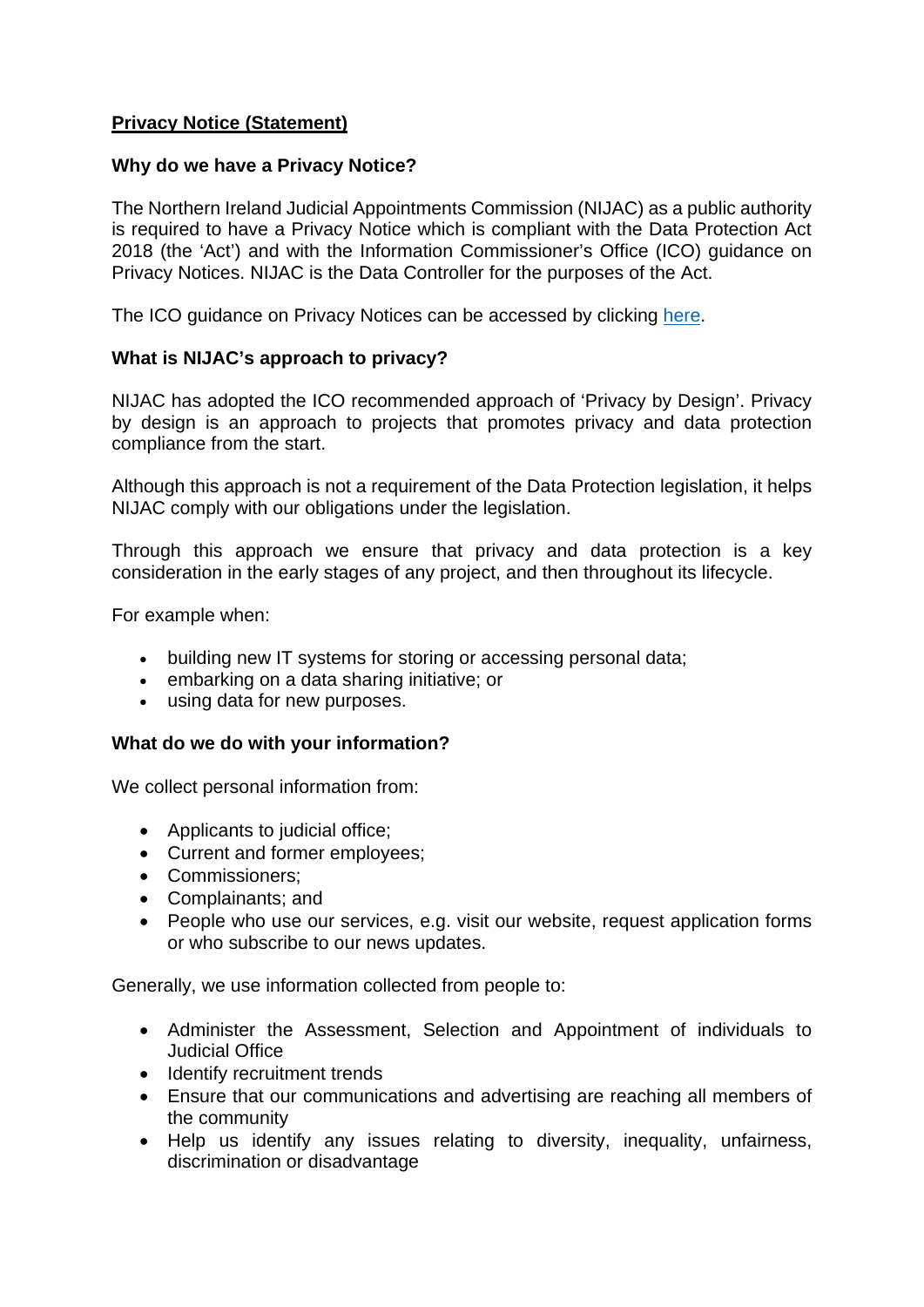# Privacy Notice (Statement)

## Why do we have a Privacy Notice?

The Northern Ireland Judicial Appointments Commission (NIJAC) as a public authority is required to have a Privacy Notice which is compliant with the Data Protection Act 2018 (the 'Act') and with the Information Commissioner's Office (ICO) guidance on Privacy Notices. NIJAC is the Data Controller for the purposes of the Act.

The ICO guidance on Privacy Notices can be accessed by clicking here.

## What is NIJAC's approach to privacy?

NIJAC has adopted the ICO recommended approach of 'Privacy by Design'. Privacy by design is an approach to projects that promotes privacy and data protection compliance from the start.

Although this approach is not a requirement of the Data Protection legislation, it helps NIJAC comply with our obligations under the legislation.

Through this approach we ensure that privacy and data protection is a key consideration in the early stages of any project, and then throughout its lifecycle.

For example when:

- building new IT systems for storing or accessing personal data;
- embarking on a data sharing initiative; or
- using data for new purposes.

## What do we do with your information?

We collect personal information from:

- Applicants to judicial office;
- Current and former employees;
- Commissioners;
- Complainants; and
- People who use our services, e.g. visit our website, request application forms or who subscribe to our news updates.

Generally, we use information collected from people to:

- Administer the Assessment, Selection and Appointment of individuals to Judicial Office
- Identify recruitment trends
- Ensure that our communications and advertising are reaching all members of the community
- Help us identify any issues relating to diversity, inequality, unfairness, discrimination or disadvantage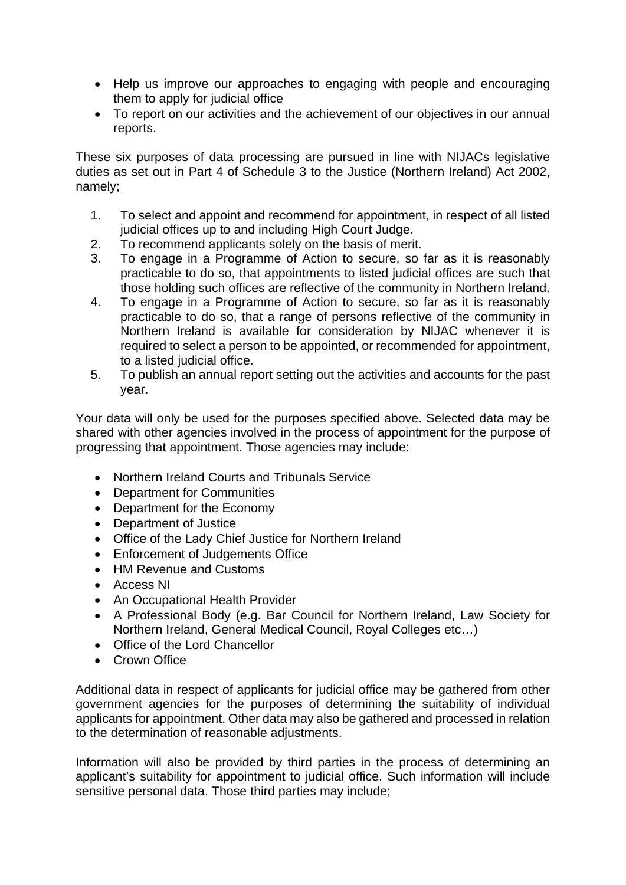- Help us improve our approaches to engaging with people and encouraging them to apply for judicial office
- To report on our activities and the achievement of our objectives in our annual reports.

These six purposes of data processing are pursued in line with NIJACs legislative duties as set out in Part 4 of Schedule 3 to the Justice (Northern Ireland) Act 2002, namely;

1. To select and appoint and recommend for appointment, in respect of all listed judicial offices up to and including High Court Judge.
2. To recommend applicants solely on the basis of merit.
3. To engage in a Programme of Action to secure, so far as it is reasonably practicable to do so, that appointments to listed judicial offices are such that those holding such offices are reflective of the community in Northern Ireland.
4. To engage in a Programme of Action to secure, so far as it is reasonably practicable to do so, that a range of persons reflective of the community in Northern Ireland is available for consideration by NIJAC whenever it is required to select a person to be appointed, or recommended for appointment, to a listed judicial office.
5. To publish an annual report setting out the activities and accounts for the past year.

Your data will only be used for the purposes specified above. Selected data may be shared with other agencies involved in the process of appointment for the purpose of progressing that appointment. Those agencies may include:

- Northern Ireland Courts and Tribunals Service
- Department for Communities
- Department for the Economy
- Department of Justice
- Office of the Lady Chief Justice for Northern Ireland
- Enforcement of Judgements Office
- HM Revenue and Customs
- Access NI
- An Occupational Health Provider
- A Professional Body (e.g. Bar Council for Northern Ireland, Law Society for Northern Ireland, General Medical Council, Royal Colleges etc…)
- Office of the Lord Chancellor
- Crown Office

Additional data in respect of applicants for judicial office may be gathered from other government agencies for the purposes of determining the suitability of individual applicants for appointment. Other data may also be gathered and processed in relation to the determination of reasonable adjustments.

Information will also be provided by third parties in the process of determining an applicant's suitability for appointment to judicial office. Such information will include sensitive personal data. Those third parties may include;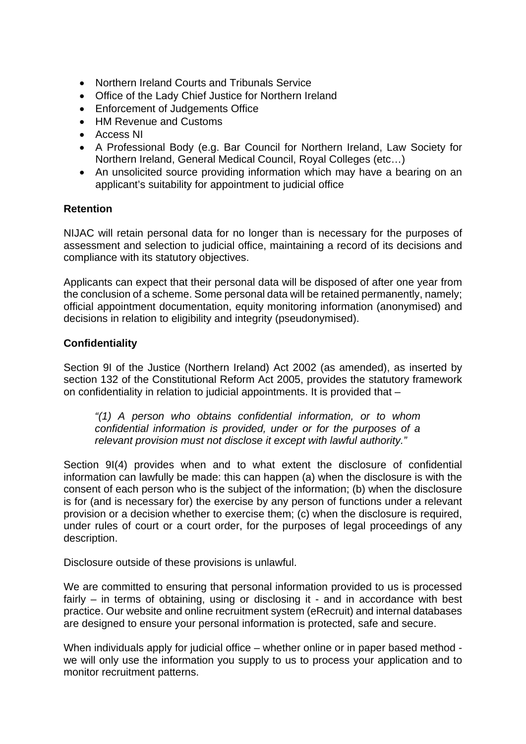- Northern Ireland Courts and Tribunals Service
- Office of the Lady Chief Justice for Northern Ireland
- Enforcement of Judgements Office
- HM Revenue and Customs
- Access NI
- A Professional Body (e.g. Bar Council for Northern Ireland, Law Society for Northern Ireland, General Medical Council, Royal Colleges (etc…)
- An unsolicited source providing information which may have a bearing on an applicant's suitability for appointment to judicial office

**Retention**

NIJAC will retain personal data for no longer than is necessary for the purposes of assessment and selection to judicial office, maintaining a record of its decisions and compliance with its statutory objectives.

Applicants can expect that their personal data will be disposed of after one year from the conclusion of a scheme. Some personal data will be retained permanently, namely; official appointment documentation, equity monitoring information (anonymised) and decisions in relation to eligibility and integrity (pseudonymised).

**Confidentiality**

Section 9I of the Justice (Northern Ireland) Act 2002 (as amended), as inserted by section 132 of the Constitutional Reform Act 2005, provides the statutory framework on confidentiality in relation to judicial appointments. It is provided that –

> *"(1) A person who obtains confidential information, or to whom confidential information is provided, under or for the purposes of a relevant provision must not disclose it except with lawful authority."*

Section 9I(4) provides when and to what extent the disclosure of confidential information can lawfully be made: this can happen (a) when the disclosure is with the consent of each person who is the subject of the information; (b) when the disclosure is for (and is necessary for) the exercise by any person of functions under a relevant provision or a decision whether to exercise them; (c) when the disclosure is required, under rules of court or a court order, for the purposes of legal proceedings of any description.

Disclosure outside of these provisions is unlawful.

We are committed to ensuring that personal information provided to us is processed fairly – in terms of obtaining, using or disclosing it - and in accordance with best practice. Our website and online recruitment system (eRecruit) and internal databases are designed to ensure your personal information is protected, safe and secure.

When individuals apply for judicial office – whether online or in paper based method - we will only use the information you supply to us to process your application and to monitor recruitment patterns.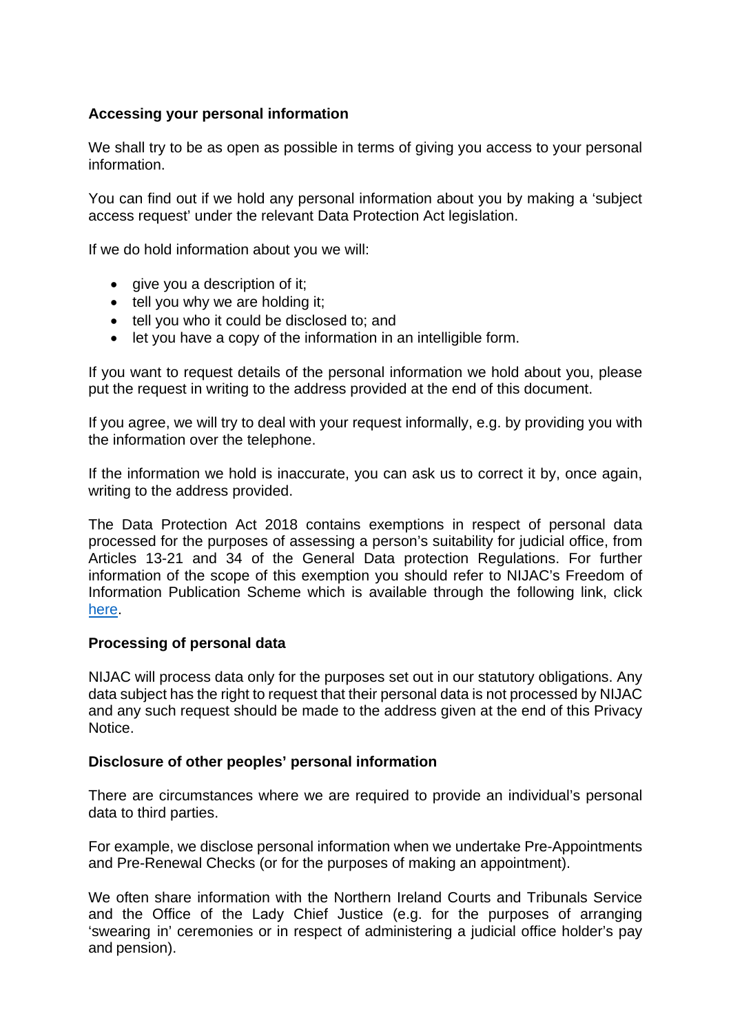## Accessing your personal information

We shall try to be as open as possible in terms of giving you access to your personal information.

You can find out if we hold any personal information about you by making a 'subject access request' under the relevant Data Protection Act legislation.

If we do hold information about you we will:

- give you a description of it;
- tell you why we are holding it;
- tell you who it could be disclosed to; and
- let you have a copy of the information in an intelligible form.

If you want to request details of the personal information we hold about you, please put the request in writing to the address provided at the end of this document.

If you agree, we will try to deal with your request informally, e.g. by providing you with the information over the telephone.

If the information we hold is inaccurate, you can ask us to correct it by, once again, writing to the address provided.

The Data Protection Act 2018 contains exemptions in respect of personal data processed for the purposes of assessing a person's suitability for judicial office, from Articles 13-21 and 34 of the General Data protection Regulations. For further information of the scope of this exemption you should refer to NIJAC's Freedom of Information Publication Scheme which is available through the following link, click here.

## Processing of personal data

NIJAC will process data only for the purposes set out in our statutory obligations. Any data subject has the right to request that their personal data is not processed by NIJAC and any such request should be made to the address given at the end of this Privacy Notice.

## Disclosure of other peoples' personal information

There are circumstances where we are required to provide an individual's personal data to third parties.

For example, we disclose personal information when we undertake Pre-Appointments and Pre-Renewal Checks (or for the purposes of making an appointment).

We often share information with the Northern Ireland Courts and Tribunals Service and the Office of the Lady Chief Justice (e.g. for the purposes of arranging 'swearing in' ceremonies or in respect of administering a judicial office holder's pay and pension).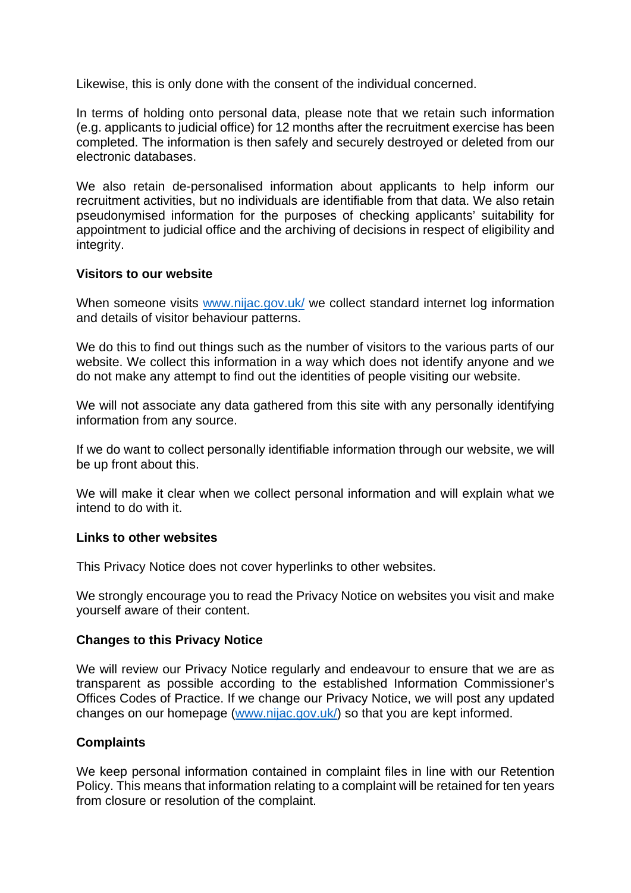Likewise, this is only done with the consent of the individual concerned.

In terms of holding onto personal data, please note that we retain such information (e.g. applicants to judicial office) for 12 months after the recruitment exercise has been completed. The information is then safely and securely destroyed or deleted from our electronic databases.

We also retain de-personalised information about applicants to help inform our recruitment activities, but no individuals are identifiable from that data. We also retain pseudonymised information for the purposes of checking applicants' suitability for appointment to judicial office and the archiving of decisions in respect of eligibility and integrity.

**Visitors to our website**

When someone visits [www.nijac.gov.uk/](www.nijac.gov.uk/) we collect standard internet log information and details of visitor behaviour patterns.

We do this to find out things such as the number of visitors to the various parts of our website. We collect this information in a way which does not identify anyone and we do not make any attempt to find out the identities of people visiting our website.

We will not associate any data gathered from this site with any personally identifying information from any source.

If we do want to collect personally identifiable information through our website, we will be up front about this.

We will make it clear when we collect personal information and will explain what we intend to do with it.

**Links to other websites**

This Privacy Notice does not cover hyperlinks to other websites.

We strongly encourage you to read the Privacy Notice on websites you visit and make yourself aware of their content.

**Changes to this Privacy Notice**

We will review our Privacy Notice regularly and endeavour to ensure that we are as transparent as possible according to the established Information Commissioner's Offices Codes of Practice. If we change our Privacy Notice, we will post any updated changes on our homepage ([www.nijac.gov.uk/](www.nijac.gov.uk/)) so that you are kept informed.

**Complaints**

We keep personal information contained in complaint files in line with our Retention Policy. This means that information relating to a complaint will be retained for ten years from closure or resolution of the complaint.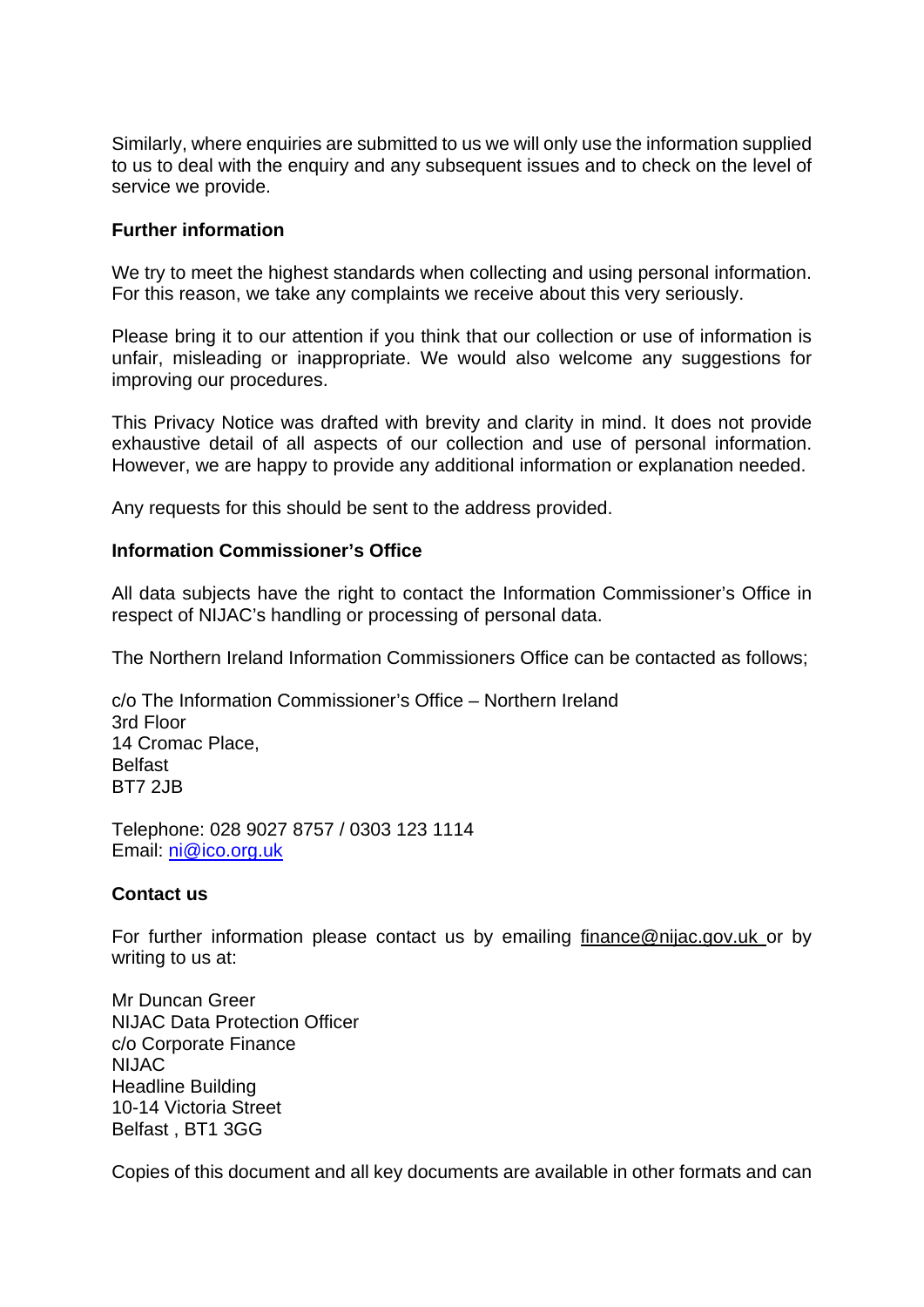Similarly, where enquiries are submitted to us we will only use the information supplied to us to deal with the enquiry and any subsequent issues and to check on the level of service we provide.

**Further information**

We try to meet the highest standards when collecting and using personal information. For this reason, we take any complaints we receive about this very seriously.

Please bring it to our attention if you think that our collection or use of information is unfair, misleading or inappropriate. We would also welcome any suggestions for improving our procedures.

This Privacy Notice was drafted with brevity and clarity in mind. It does not provide exhaustive detail of all aspects of our collection and use of personal information. However, we are happy to provide any additional information or explanation needed.

Any requests for this should be sent to the address provided.

**Information Commissioner's Office**

All data subjects have the right to contact the Information Commissioner's Office in respect of NIJAC's handling or processing of personal data.

The Northern Ireland Information Commissioners Office can be contacted as follows;

c/o The Information Commissioner's Office – Northern Ireland
3rd Floor
14 Cromac Place,
Belfast
BT7 2JB

Telephone: 028 9027 8757 / 0303 123 1114
Email: ni@ico.org.uk

**Contact us**

For further information please contact us by emailing finance@nijac.gov.uk or by writing to us at:

Mr Duncan Greer
NIJAC Data Protection Officer
c/o Corporate Finance
NIJAC
Headline Building
10-14 Victoria Street
Belfast , BT1 3GG

Copies of this document and all key documents are available in other formats and can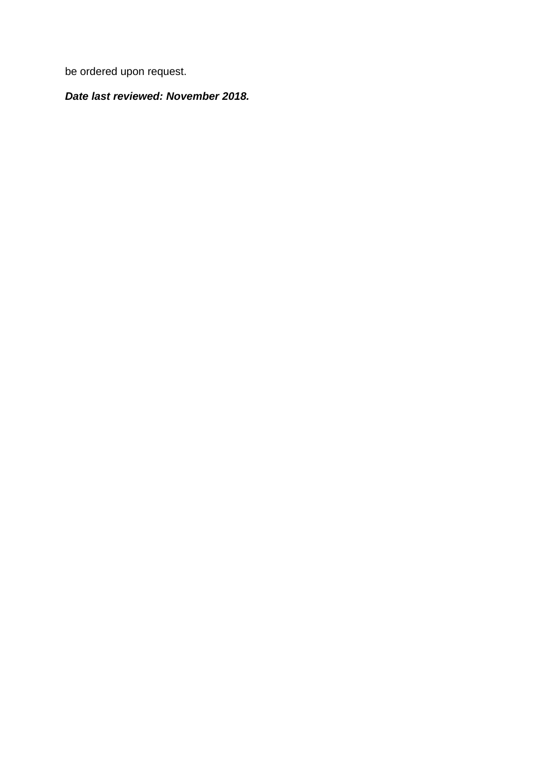be ordered upon request.

***Date last reviewed: November 2018.***